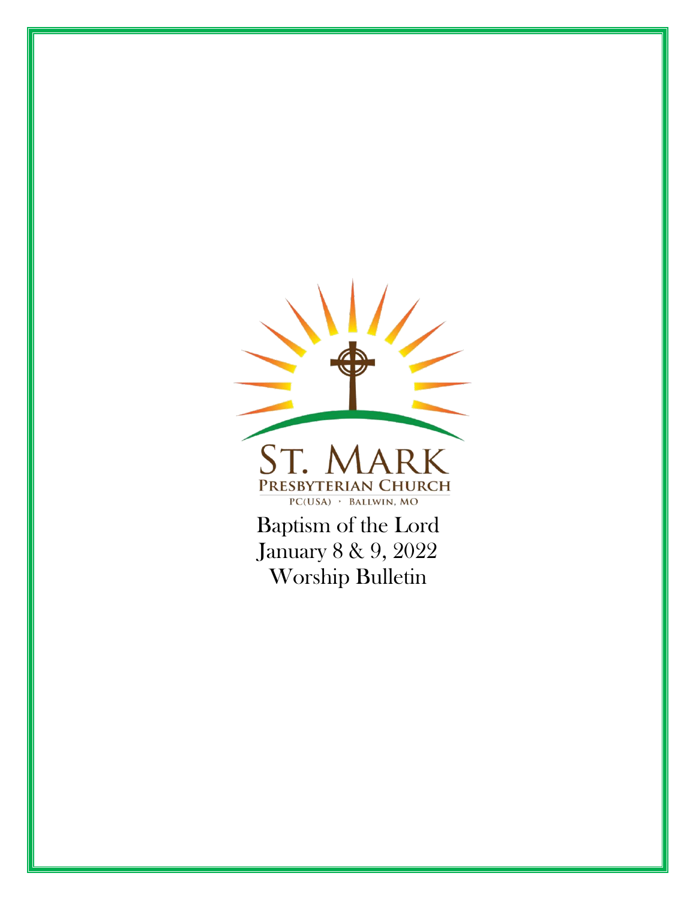ST. MARK

PRESBYTERIAN CHURCH

PC(USA) · BALLWIN, MO

Baptism of the Lord

January 8 & 9, 2022

Worship Bulletin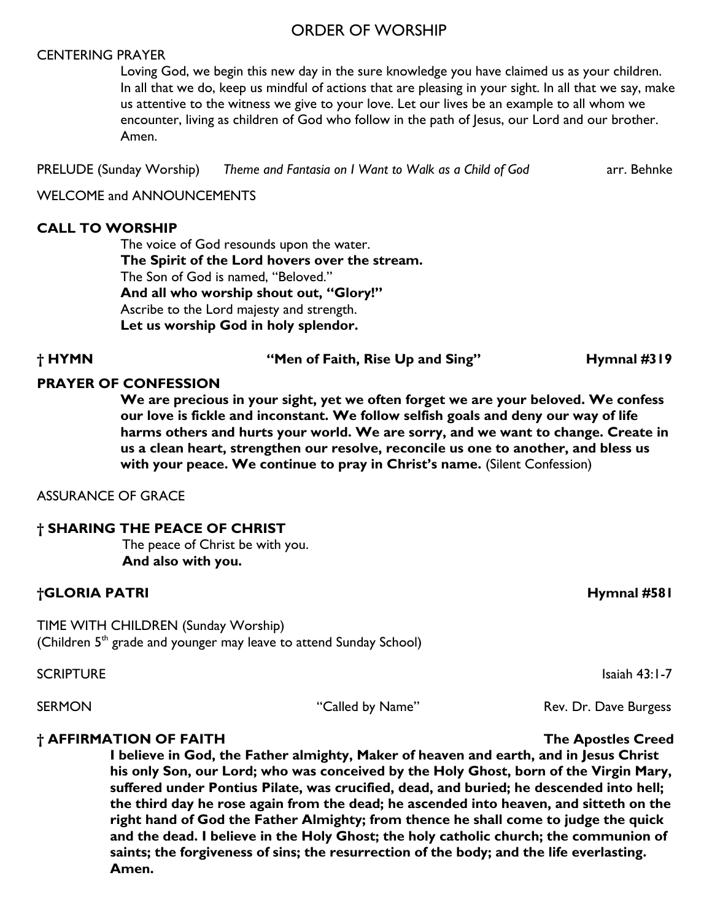# ORDER OF WORSHIP

CENTERING PRAYER

Loving God, we begin this new day in the sure knowledge you have claimed us as your children. In all that we do, keep us mindful of actions that are pleasing in your sight. In all that we say, make us attentive to the witness we give to your love. Let our lives be an example to all whom we encounter, living as children of God who follow in the path of Jesus, our Lord and our brother. Amen.

PRELUDE (Sunday Worship) *Theme and Fantasia on I Want to Walk as a Child of God* arr. Behnke

WELCOME and ANNOUNCEMENTS

**CALL TO WORSHIP**

The voice of God resounds upon the water.
**The Spirit of the Lord hovers over the stream.**
The Son of God is named, "Beloved."
**And all who worship shout out, "Glory!"**
Ascribe to the Lord majesty and strength.
**Let us worship God in holy splendor.**

**† HYMN "Men of Faith, Rise Up and Sing" Hymnal #319**

**PRAYER OF CONFESSION**

**We are precious in your sight, yet we often forget we are your beloved. We confess our love is fickle and inconstant. We follow selfish goals and deny our way of life harms others and hurts your world. We are sorry, and we want to change. Create in us a clean heart, strengthen our resolve, reconcile us one to another, and bless us with your peace. We continue to pray in Christ's name.** (Silent Confession)

ASSURANCE OF GRACE

**† SHARING THE PEACE OF CHRIST**

The peace of Christ be with you.
**And also with you.**

**†GLORIA PATRI Hymnal #581**

TIME WITH CHILDREN (Sunday Worship)
(Children 5th grade and younger may leave to attend Sunday School)

SCRIPTURE Isaiah 43:1-7

SERMON "Called by Name" Rev. Dr. Dave Burgess

**† AFFIRMATION OF FAITH The Apostles Creed**

**I believe in God, the Father almighty, Maker of heaven and earth, and in Jesus Christ his only Son, our Lord; who was conceived by the Holy Ghost, born of the Virgin Mary, suffered under Pontius Pilate, was crucified, dead, and buried; he descended into hell; the third day he rose again from the dead; he ascended into heaven, and sitteth on the right hand of God the Father Almighty; from thence he shall come to judge the quick and the dead. I believe in the Holy Ghost; the holy catholic church; the communion of saints; the forgiveness of sins; the resurrection of the body; and the life everlasting. Amen.**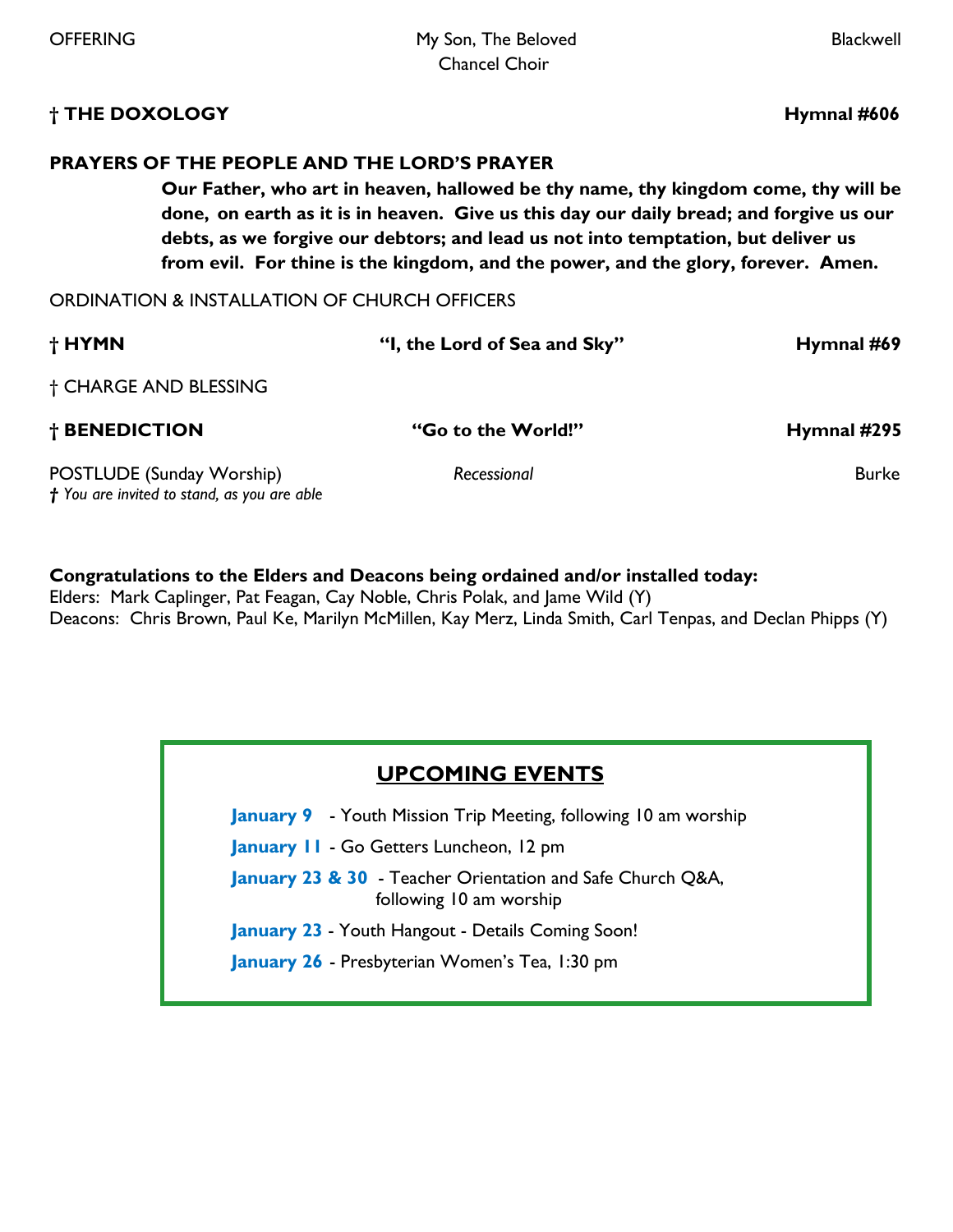OFFERING My Son, The Beloved Blackwell
Chancel Choir

**† THE DOXOLOGY** **Hymnal #606**

**PRAYERS OF THE PEOPLE AND THE LORD'S PRAYER**

> **Our Father, who art in heaven, hallowed be thy name, thy kingdom come, thy will be done, on earth as it is in heaven. Give us this day our daily bread; and forgive us our debts, as we forgive our debtors; and lead us not into temptation, but deliver us from evil. For thine is the kingdom, and the power, and the glory, forever. Amen.**

ORDINATION & INSTALLATION OF CHURCH OFFICERS

**† HYMN** **"I, the Lord of Sea and Sky"** **Hymnal #69**

† CHARGE AND BLESSING

**† BENEDICTION** **"Go to the World!"** **Hymnal #295**

POSTLUDE (Sunday Worship) *Recessional* Burke

*† You are invited to stand, as you are able*

**Congratulations to the Elders and Deacons being ordained and/or installed today:**
Elders: Mark Caplinger, Pat Feagan, Cay Noble, Chris Polak, and Jame Wild (Y)
Deacons: Chris Brown, Paul Ke, Marilyn McMillen, Kay Merz, Linda Smith, Carl Tenpas, and Declan Phipps (Y)

## UPCOMING EVENTS

**January 9** - Youth Mission Trip Meeting, following 10 am worship

**January 11** - Go Getters Luncheon, 12 pm

**January 23 & 30** - Teacher Orientation and Safe Church Q&A, following 10 am worship

**January 23** - Youth Hangout - Details Coming Soon!

**January 26** - Presbyterian Women's Tea, 1:30 pm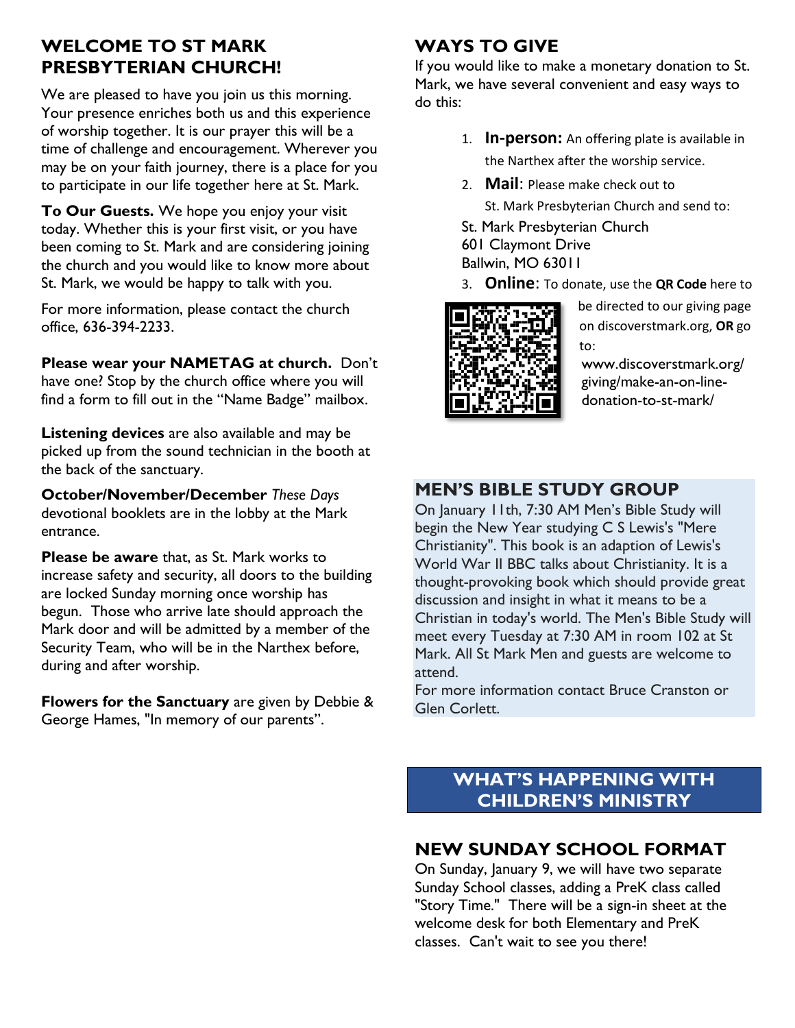## WELCOME TO ST MARK PRESBYTERIAN CHURCH!

We are pleased to have you join us this morning. Your presence enriches both us and this experience of worship together. It is our prayer this will be a time of challenge and encouragement. Wherever you may be on your faith journey, there is a place for you to participate in our life together here at St. Mark.

**To Our Guests.** We hope you enjoy your visit today. Whether this is your first visit, or you have been coming to St. Mark and are considering joining the church and you would like to know more about St. Mark, we would be happy to talk with you.

For more information, please contact the church office, 636-394-2233.

**Please wear your NAMETAG at church.** Don't have one? Stop by the church office where you will find a form to fill out in the "Name Badge" mailbox.

**Listening devices** are also available and may be picked up from the sound technician in the booth at the back of the sanctuary.

**October/November/December** *These Days* devotional booklets are in the lobby at the Mark entrance.

**Please be aware** that, as St. Mark works to increase safety and security, all doors to the building are locked Sunday morning once worship has begun. Those who arrive late should approach the Mark door and will be admitted by a member of the Security Team, who will be in the Narthex before, during and after worship.

**Flowers for the Sanctuary** are given by Debbie & George Hames, "In memory of our parents".

## WAYS TO GIVE

If you would like to make a monetary donation to St. Mark, we have several convenient and easy ways to do this:

1. **In-person:** An offering plate is available in the Narthex after the worship service.
2. **Mail**: Please make check out to St. Mark Presbyterian Church and send to:

   St. Mark Presbyterian Church
   601 Claymont Drive
   Ballwin, MO 63011

3. **Online**: To donate, use the **QR Code** here to be directed to our giving page on discoverstmark.org, **OR** go to: www.discoverstmark.org/giving/make-an-on-line-donation-to-st-mark/

## MEN'S BIBLE STUDY GROUP

On January 11th, 7:30 AM Men's Bible Study will begin the New Year studying C S Lewis's "Mere Christianity". This book is an adaption of Lewis's World War II BBC talks about Christianity. It is a thought-provoking book which should provide great discussion and insight in what it means to be a Christian in today's world. The Men's Bible Study will meet every Tuesday at 7:30 AM in room 102 at St Mark. All St Mark Men and guests are welcome to attend.

For more information contact Bruce Cranston or Glen Corlett.

## WHAT'S HAPPENING WITH CHILDREN'S MINISTRY

### NEW SUNDAY SCHOOL FORMAT

On Sunday, January 9, we will have two separate Sunday School classes, adding a PreK class called "Story Time." There will be a sign-in sheet at the welcome desk for both Elementary and PreK classes. Can't wait to see you there!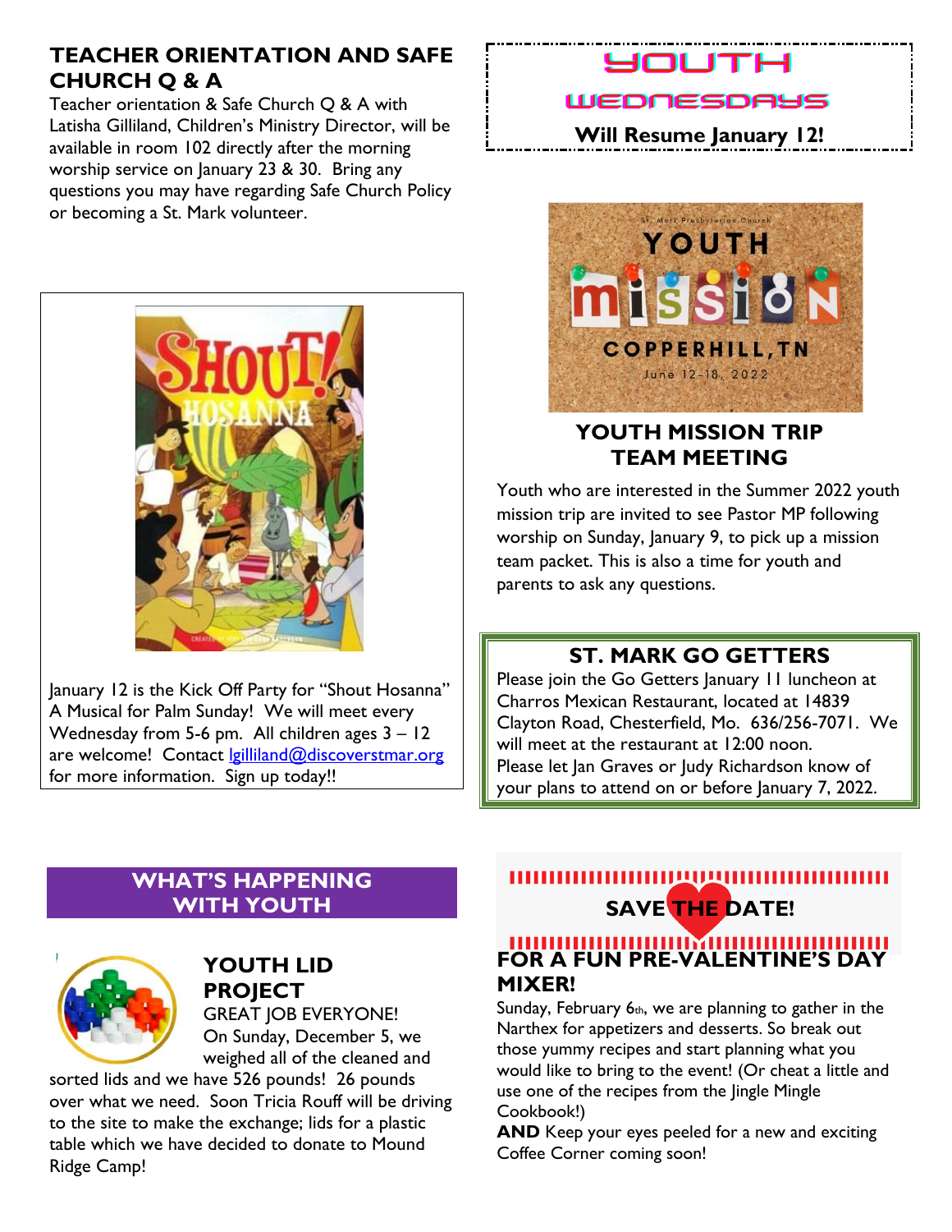## TEACHER ORIENTATION AND SAFE CHURCH Q & A

Teacher orientation & Safe Church Q & A with Latisha Gilliland, Children's Ministry Director, will be available in room 102 directly after the morning worship service on January 23 & 30. Bring any questions you may have regarding Safe Church Policy or becoming a St. Mark volunteer.

January 12 is the Kick Off Party for "Shout Hosanna" A Musical for Palm Sunday! We will meet every Wednesday from 5-6 pm. All children ages 3 – 12 are welcome! Contact lgilliland@discoverstmar.org for more information. Sign up today!!

## YOUTH WEDNESDAYS

**Will Resume January 12!**

## YOUTH MISSION TRIP TEAM MEETING

Youth who are interested in the Summer 2022 youth mission trip are invited to see Pastor MP following worship on Sunday, January 9, to pick up a mission team packet. This is also a time for youth and parents to ask any questions.

## ST. MARK GO GETTERS

Please join the Go Getters January 11 luncheon at Charros Mexican Restaurant, located at 14839 Clayton Road, Chesterfield, Mo. 636/256-7071. We will meet at the restaurant at 12:00 noon. Please let Jan Graves or Judy Richardson know of your plans to attend on or before January 7, 2022.

## WHAT'S HAPPENING WITH YOUTH

### YOUTH LID PROJECT

GREAT JOB EVERYONE! On Sunday, December 5, we weighed all of the cleaned and sorted lids and we have 526 pounds! 26 pounds over what we need. Soon Tricia Rouff will be driving to the site to make the exchange; lids for a plastic table which we have decided to donate to Mound Ridge Camp!

## SAVE THE DATE!

### FOR A FUN PRE-VALENTINE'S DAY MIXER!

Sunday, February 6th, we are planning to gather in the Narthex for appetizers and desserts. So break out those yummy recipes and start planning what you would like to bring to the event! (Or cheat a little and use one of the recipes from the Jingle Mingle Cookbook!)

**AND** Keep your eyes peeled for a new and exciting Coffee Corner coming soon!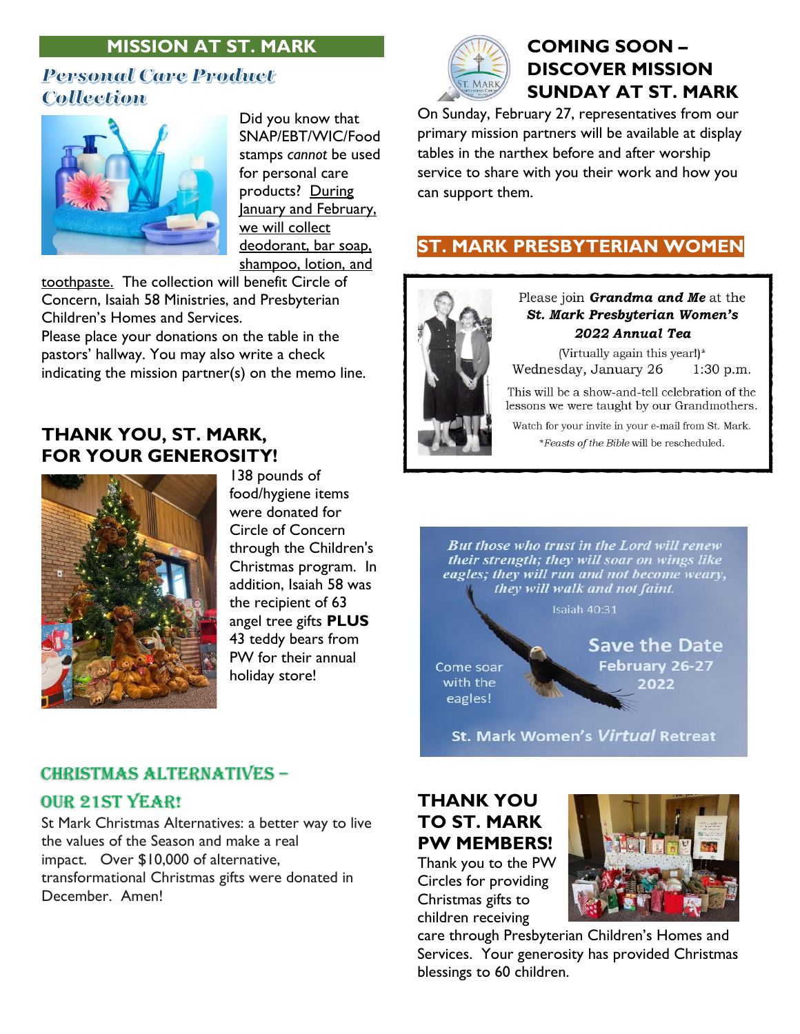## MISSION AT ST. MARK

### *Personal Care Product Collection*

Did you know that SNAP/EBT/WIC/Food stamps *cannot* be used for personal care products? During January and February, we will collect deodorant, bar soap, shampoo, lotion, and toothpaste. The collection will benefit Circle of Concern, Isaiah 58 Ministries, and Presbyterian Children's Homes and Services.

Please place your donations on the table in the pastors' hallway. You may also write a check indicating the mission partner(s) on the memo line.

## THANK YOU, ST. MARK, FOR YOUR GENEROSITY!

138 pounds of food/hygiene items were donated for Circle of Concern through the Children's Christmas program. In addition, Isaiah 58 was the recipient of 63 angel tree gifts **PLUS** 43 teddy bears from PW for their annual holiday store!

## CHRISTMAS ALTERNATIVES – OUR 21ST YEAR!

St Mark Christmas Alternatives: a better way to live the values of the Season and make a real impact. Over $10,000 of alternative, transformational Christmas gifts were donated in December. Amen!

## COMING SOON – DISCOVER MISSION SUNDAY AT ST. MARK

On Sunday, February 27, representatives from our primary mission partners will be available at display tables in the narthex before and after worship service to share with you their work and how you can support them.

## ST. MARK PRESBYTERIAN WOMEN

Please join ***Grandma and Me*** at the
***St. Mark Presbyterian Women's***
***2022 Annual Tea***
(Virtually again this year!)*
Wednesday, January 26 1:30 p.m.

This will be a show-and-tell celebration of the lessons we were taught by our Grandmothers.

Watch for your invite in your e-mail from St. Mark.

**Feasts of the Bible* will be rescheduled.

***But those who trust in the Lord will renew their strength; they will soar on wings like eagles; they will run and not become weary, they will walk and not faint.***

Isaiah 40:31

Come soar with the eagles!

**Save the Date**
**February 26-27**
**2022**

**St. Mark Women's *Virtual* Retreat**

## THANK YOU TO ST. MARK PW MEMBERS!

Thank you to the PW Circles for providing Christmas gifts to children receiving care through Presbyterian Children's Homes and Services. Your generosity has provided Christmas blessings to 60 children.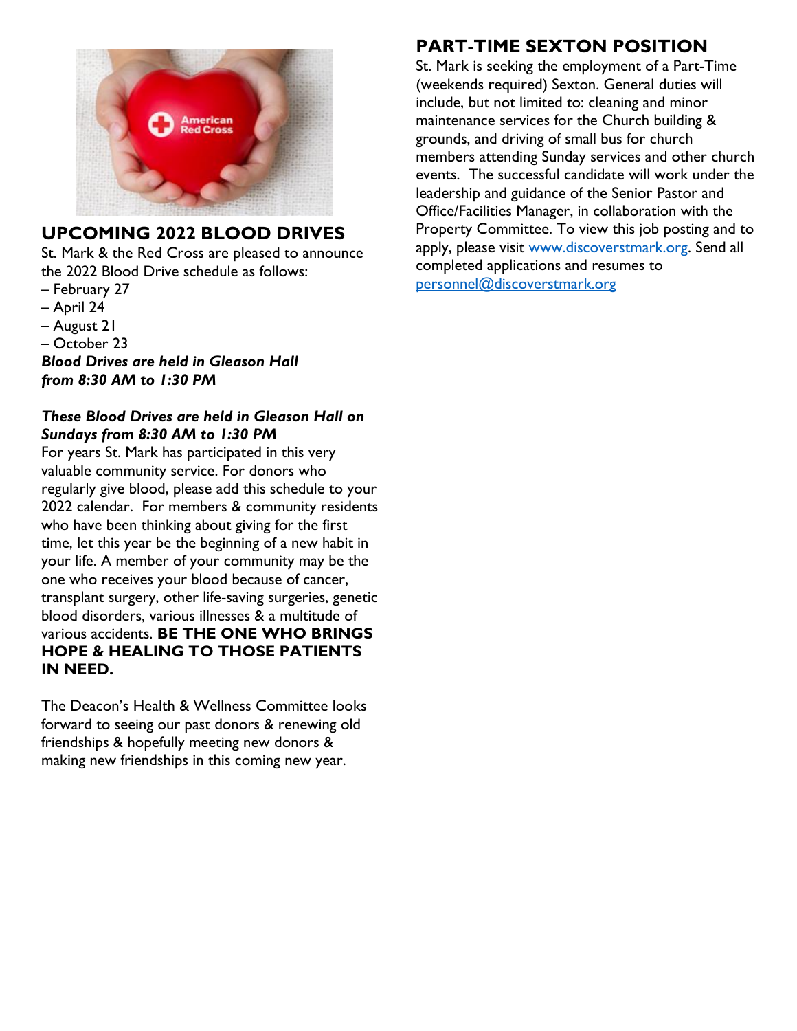## UPCOMING 2022 BLOOD DRIVES

St. Mark & the Red Cross are pleased to announce the 2022 Blood Drive schedule as follows:

– February 27
– April 24
– August 21
– October 23

***Blood Drives are held in Gleason Hall from 8:30 AM to 1:30 PM***

***These Blood Drives are held in Gleason Hall on Sundays from 8:30 AM to 1:30 PM***

For years St. Mark has participated in this very valuable community service. For donors who regularly give blood, please add this schedule to your 2022 calendar. For members & community residents who have been thinking about giving for the first time, let this year be the beginning of a new habit in your life. A member of your community may be the one who receives your blood because of cancer, transplant surgery, other life-saving surgeries, genetic blood disorders, various illnesses & a multitude of various accidents. **BE THE ONE WHO BRINGS HOPE & HEALING TO THOSE PATIENTS IN NEED.**

The Deacon's Health & Wellness Committee looks forward to seeing our past donors & renewing old friendships & hopefully meeting new donors & making new friendships in this coming new year.

## PART-TIME SEXTON POSITION

St. Mark is seeking the employment of a Part-Time (weekends required) Sexton. General duties will include, but not limited to: cleaning and minor maintenance services for the Church building & grounds, and driving of small bus for church members attending Sunday services and other church events. The successful candidate will work under the leadership and guidance of the Senior Pastor and Office/Facilities Manager, in collaboration with the Property Committee. To view this job posting and to apply, please visit www.discoverstmark.org. Send all completed applications and resumes to personnel@discoverstmark.org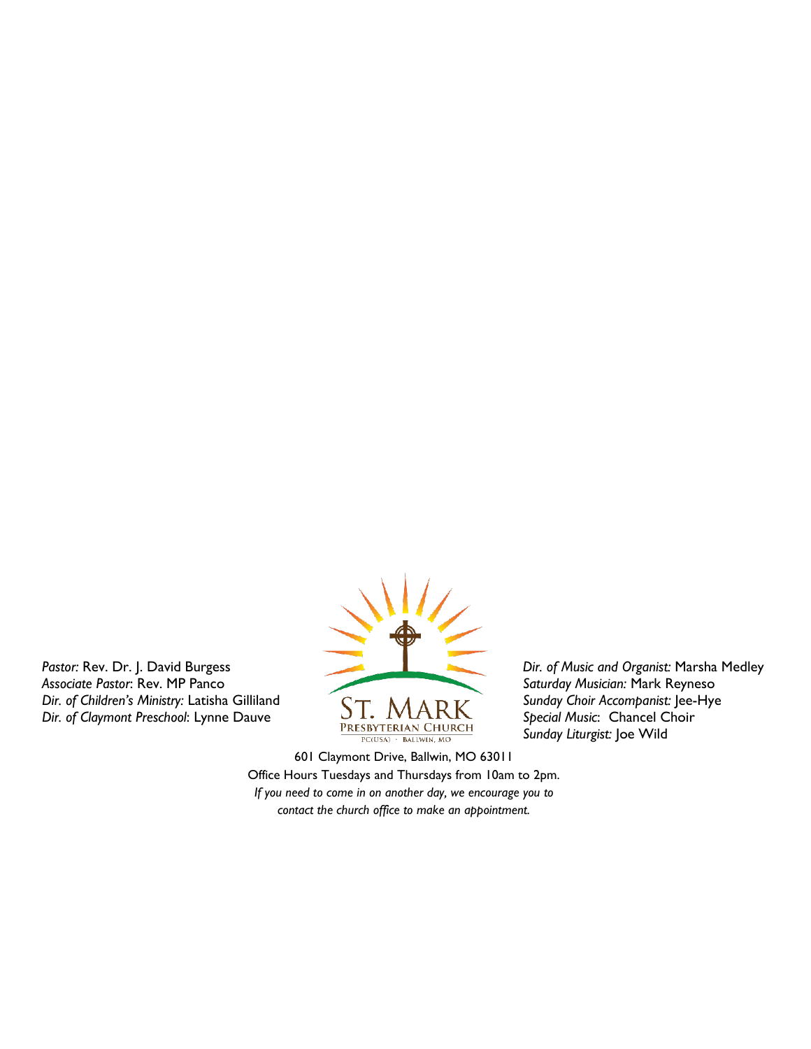*Pastor:* Rev. Dr. J. David Burgess
*Associate Pastor*: Rev. MP Panco
*Dir. of Children's Ministry:* Latisha Gilliland
*Dir. of Claymont Preschool*: Lynne Dauve

ST. MARK
PRESBYTERIAN CHURCH
PC(USA) · BALLWIN, MO

*Dir. of Music and Organist:* Marsha Medley
*Saturday Musician:* Mark Reyneso
*Sunday Choir Accompanist:* Jee-Hye
*Special Music*: Chancel Choir
*Sunday Liturgist:* Joe Wild

601 Claymont Drive, Ballwin, MO 63011
Office Hours Tuesdays and Thursdays from 10am to 2pm.
*If you need to come in on another day, we encourage you to contact the church office to make an appointment.*